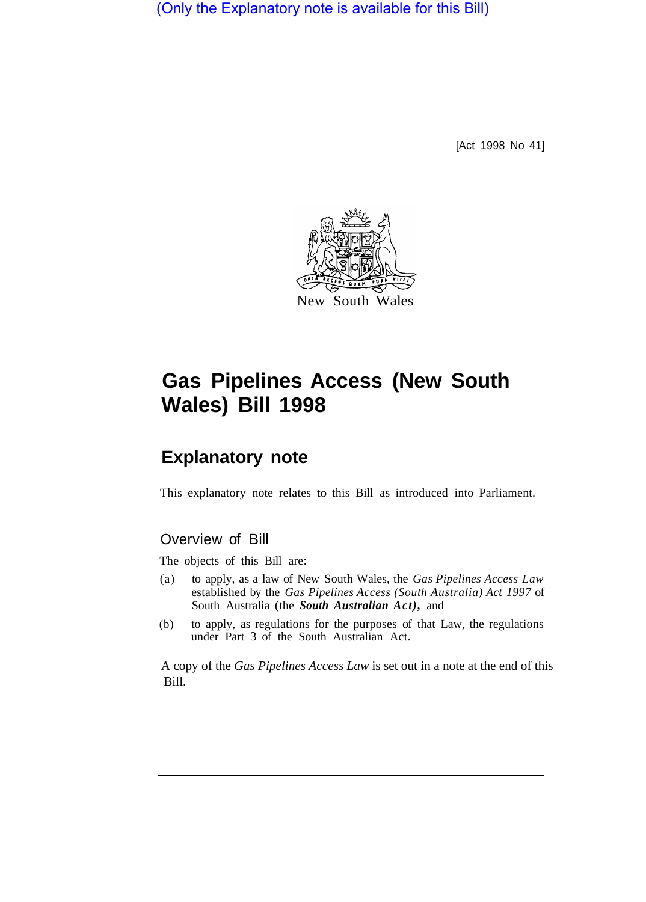(Only the Explanatory note is available for this Bill)

[Act 1998 No 41]

New South Wales

# Gas Pipelines Access (New South Wales) Bill 1998

## Explanatory note

This explanatory note relates to this Bill as introduced into Parliament.

### Overview of Bill

The objects of this Bill are:

(a) to apply, as a law of New South Wales, the *Gas Pipelines Access Law* established by the *Gas Pipelines Access (South Australia) Act 1997* of South Australia (the ***South Australian Act***), and

(b) to apply, as regulations for the purposes of that Law, the regulations under Part 3 of the South Australian Act.

A copy of the *Gas Pipelines Access Law* is set out in a note at the end of this Bill.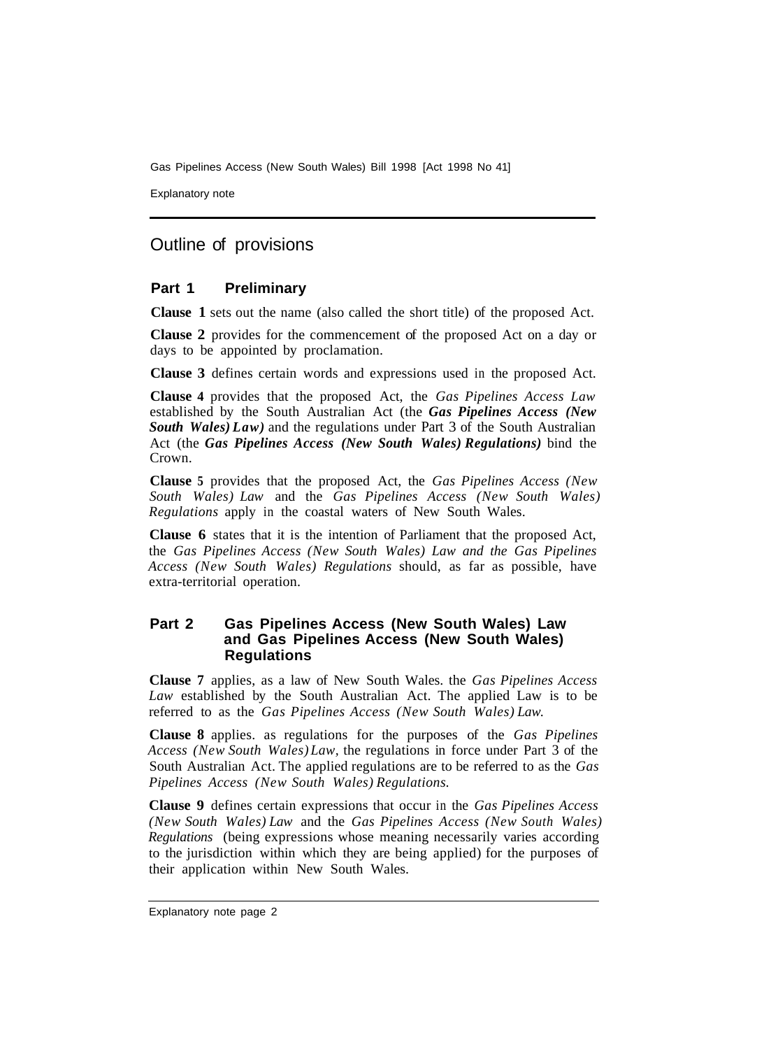## Outline of provisions

### Part 1 Preliminary

**Clause 1** sets out the name (also called the short title) of the proposed Act.

**Clause 2** provides for the commencement of the proposed Act on a day or days to be appointed by proclamation.

**Clause 3** defines certain words and expressions used in the proposed Act.

**Clause 4** provides that the proposed Act, the *Gas Pipelines Access Law* established by the South Australian Act (the ***Gas Pipelines Access (New South Wales) Law)*** and the regulations under Part 3 of the South Australian Act (the ***Gas Pipelines Access (New South Wales) Regulations)*** bind the Crown.

**Clause 5** provides that the proposed Act, the *Gas Pipelines Access (New South Wales) Law* and the *Gas Pipelines Access (New South Wales) Regulations* apply in the coastal waters of New South Wales.

**Clause 6** states that it is the intention of Parliament that the proposed Act, the *Gas Pipelines Access (New South Wales) Law and the Gas Pipelines Access (New South Wales) Regulations* should, as far as possible, have extra-territorial operation.

### Part 2 Gas Pipelines Access (New South Wales) Law and Gas Pipelines Access (New South Wales) Regulations

**Clause 7** applies, as a law of New South Wales. the *Gas Pipelines Access Law* established by the South Australian Act. The applied Law is to be referred to as the *Gas Pipelines Access (New South Wales) Law.*

**Clause 8** applies. as regulations for the purposes of the *Gas Pipelines Access (New South Wales) Law*, the regulations in force under Part 3 of the South Australian Act. The applied regulations are to be referred to as the *Gas Pipelines Access (New South Wales) Regulations.*

**Clause 9** defines certain expressions that occur in the *Gas Pipelines Access (New South Wales) Law* and the *Gas Pipelines Access (New South Wales) Regulations* (being expressions whose meaning necessarily varies according to the jurisdiction within which they are being applied) for the purposes of their application within New South Wales.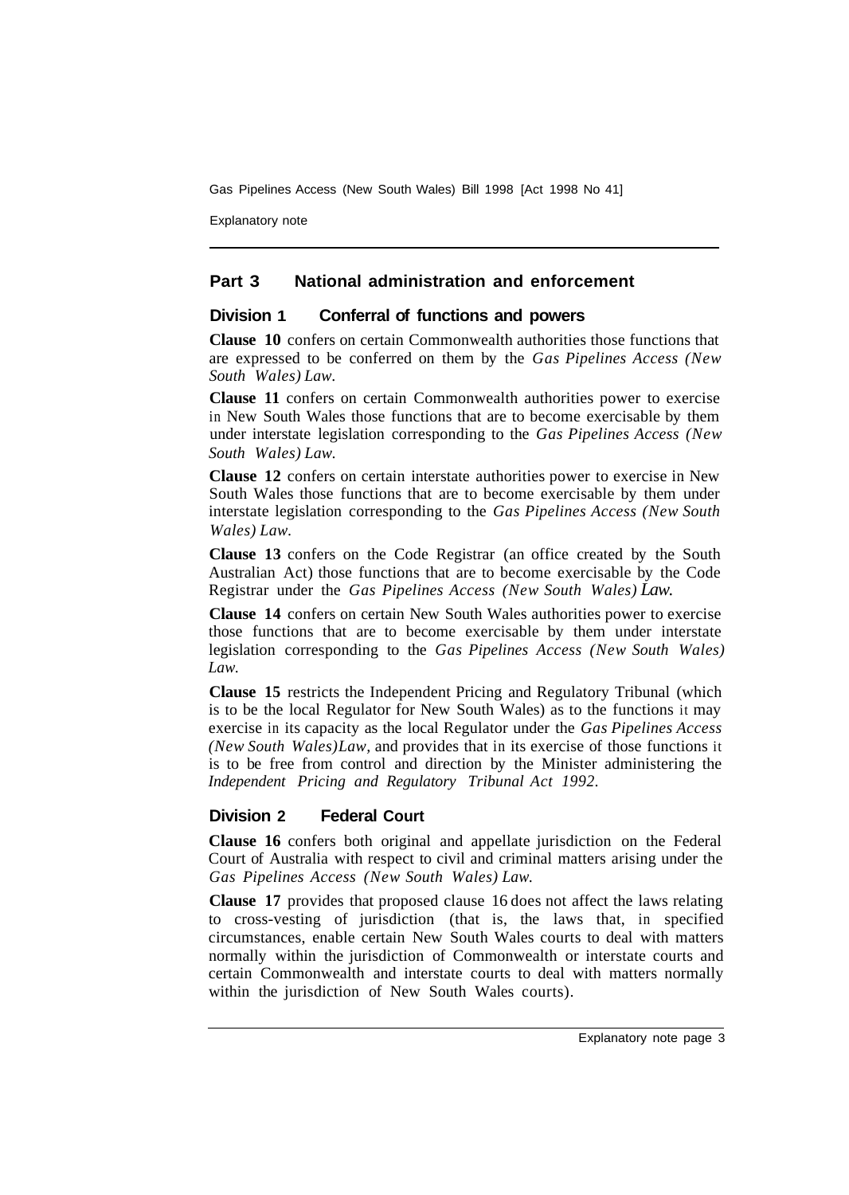## Part 3 National administration and enforcement

### Division 1 Conferral of functions and powers

**Clause 10** confers on certain Commonwealth authorities those functions that are expressed to be conferred on them by the *Gas Pipelines Access (New South Wales) Law.*

**Clause 11** confers on certain Commonwealth authorities power to exercise in New South Wales those functions that are to become exercisable by them under interstate legislation corresponding to the *Gas Pipelines Access (New South Wales) Law.*

**Clause 12** confers on certain interstate authorities power to exercise in New South Wales those functions that are to become exercisable by them under interstate legislation corresponding to the *Gas Pipelines Access (New South Wales) Law.*

**Clause 13** confers on the Code Registrar (an office created by the South Australian Act) those functions that are to become exercisable by the Code Registrar under the *Gas Pipelines Access (New South Wales) Law.*

**Clause 14** confers on certain New South Wales authorities power to exercise those functions that are to become exercisable by them under interstate legislation corresponding to the *Gas Pipelines Access (New South Wales) Law.*

**Clause 15** restricts the Independent Pricing and Regulatory Tribunal (which is to be the local Regulator for New South Wales) as to the functions it may exercise in its capacity as the local Regulator under the *Gas Pipelines Access (New South Wales)Law,* and provides that in its exercise of those functions it is to be free from control and direction by the Minister administering the *Independent Pricing and Regulatory Tribunal Act 1992.*

### Division 2 Federal Court

**Clause 16** confers both original and appellate jurisdiction on the Federal Court of Australia with respect to civil and criminal matters arising under the *Gas Pipelines Access (New South Wales) Law.*

**Clause 17** provides that proposed clause 16 does not affect the laws relating to cross-vesting of jurisdiction (that is, the laws that, in specified circumstances, enable certain New South Wales courts to deal with matters normally within the jurisdiction of Commonwealth or interstate courts and certain Commonwealth and interstate courts to deal with matters normally within the jurisdiction of New South Wales courts).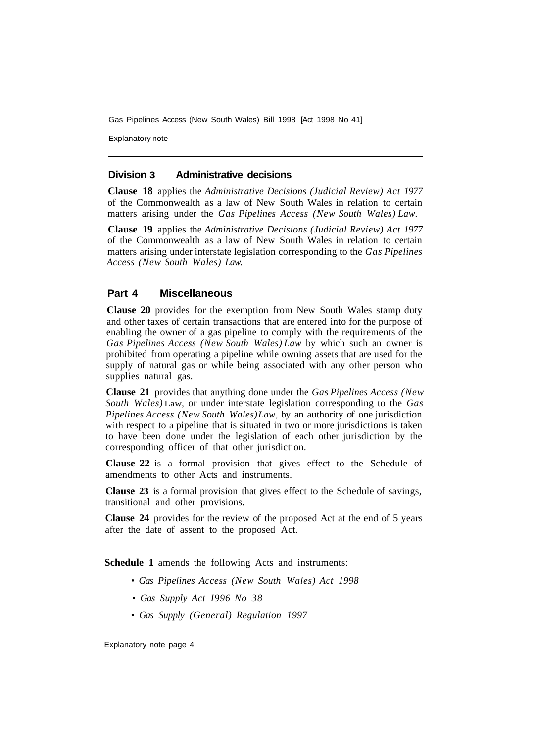### Division 3 Administrative decisions

**Clause 18** applies the *Administrative Decisions (Judicial Review) Act 1977* of the Commonwealth as a law of New South Wales in relation to certain matters arising under the *Gas Pipelines Access (New South Wales) Law.*

**Clause 19** applies the *Administrative Decisions (Judicial Review) Act 1977* of the Commonwealth as a law of New South Wales in relation to certain matters arising under interstate legislation corresponding to the *Gas Pipelines Access (New South Wales) Law.*

## Part 4 Miscellaneous

**Clause 20** provides for the exemption from New South Wales stamp duty and other taxes of certain transactions that are entered into for the purpose of enabling the owner of a gas pipeline to comply with the requirements of the *Gas Pipelines Access (New South Wales) Law* by which such an owner is prohibited from operating a pipeline while owning assets that are used for the supply of natural gas or while being associated with any other person who supplies natural gas.

**Clause 21** provides that anything done under the *Gas Pipelines Access (New South Wales)* Law, or under interstate legislation corresponding to the *Gas Pipelines Access (New South Wales) Law,* by an authority of one jurisdiction with respect to a pipeline that is situated in two or more jurisdictions is taken to have been done under the legislation of each other jurisdiction by the corresponding officer of that other jurisdiction.

**Clause 22** is a formal provision that gives effect to the Schedule of amendments to other Acts and instruments.

**Clause 23** is a formal provision that gives effect to the Schedule of savings, transitional and other provisions.

**Clause 24** provides for the review of the proposed Act at the end of 5 years after the date of assent to the proposed Act.

**Schedule 1** amends the following Acts and instruments:

- *Gas Pipelines Access (New South Wales) Act 1998*
- *Gas Supply Act I996 No 38*
- *Gas Supply (General) Regulation 1997*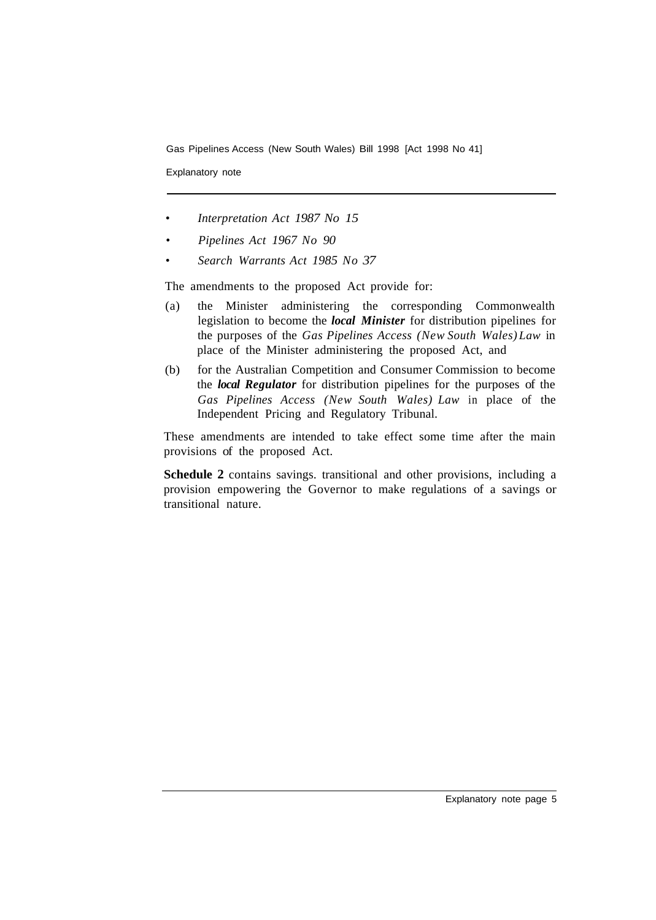- *Interpretation Act 1987 No 15*
- *Pipelines Act 1967 No 90*
- *Search Warrants Act 1985 No 37*

The amendments to the proposed Act provide for:

(a) the Minister administering the corresponding Commonwealth legislation to become the ***local Minister*** for distribution pipelines for the purposes of the *Gas Pipelines Access (New South Wales) Law* in place of the Minister administering the proposed Act, and

(b) for the Australian Competition and Consumer Commission to become the ***local Regulator*** for distribution pipelines for the purposes of the *Gas Pipelines Access (New South Wales) Law* in place of the Independent Pricing and Regulatory Tribunal.

These amendments are intended to take effect some time after the main provisions of the proposed Act.

**Schedule 2** contains savings. transitional and other provisions, including a provision empowering the Governor to make regulations of a savings or transitional nature.